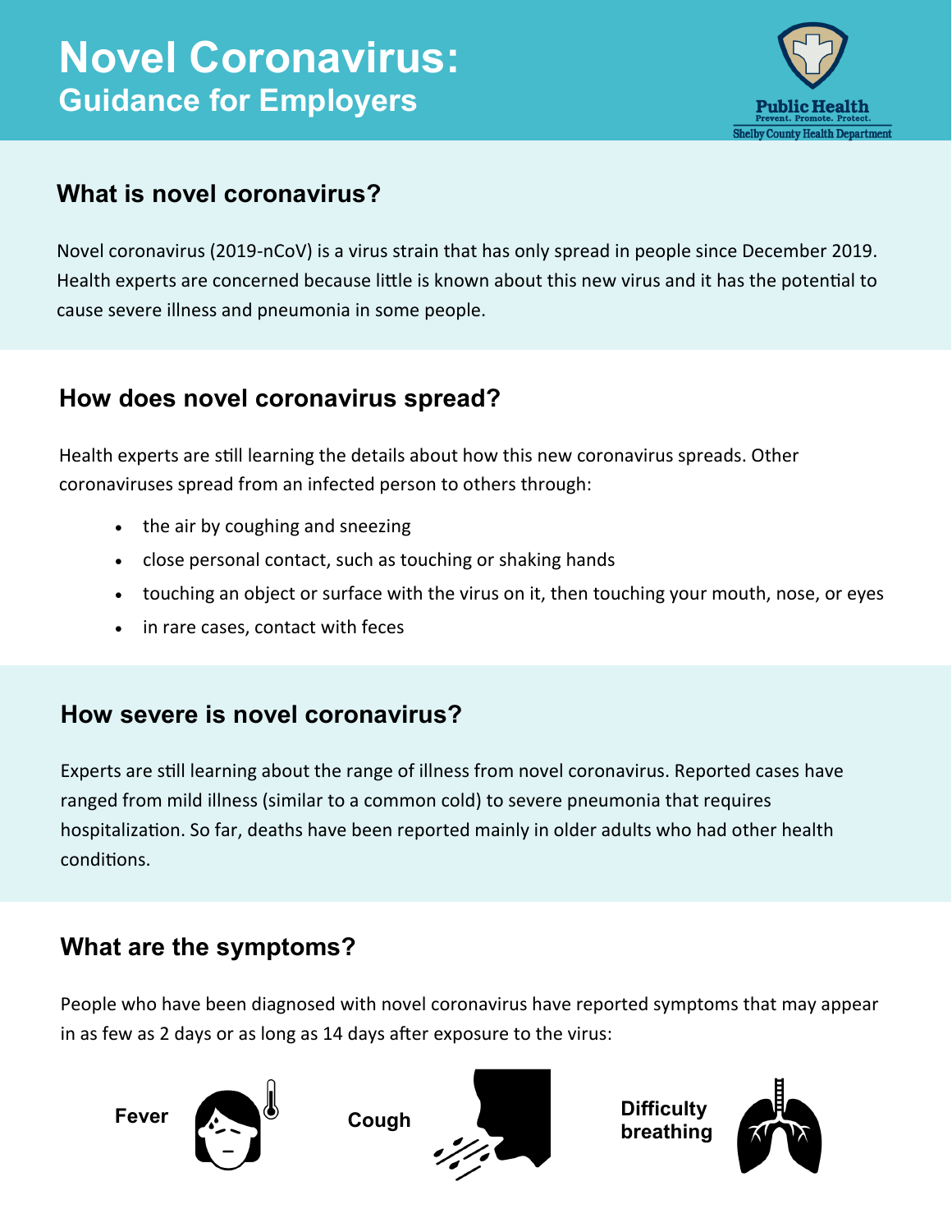# Novel Coronavirus:
## Guidance for Employers

Public Health
Prevent. Promote. Protect.
Shelby County Health Department

### What is novel coronavirus?

Novel coronavirus (2019-nCoV) is a virus strain that has only spread in people since December 2019. Health experts are concerned because little is known about this new virus and it has the potential to cause severe illness and pneumonia in some people.

### How does novel coronavirus spread?

Health experts are still learning the details about how this new coronavirus spreads. Other coronaviruses spread from an infected person to others through:

- the air by coughing and sneezing
- close personal contact, such as touching or shaking hands
- touching an object or surface with the virus on it, then touching your mouth, nose, or eyes
- in rare cases, contact with feces

### How severe is novel coronavirus?

Experts are still learning about the range of illness from novel coronavirus. Reported cases have ranged from mild illness (similar to a common cold) to severe pneumonia that requires hospitalization. So far, deaths have been reported mainly in older adults who had other health conditions.

### What are the symptoms?

People who have been diagnosed with novel coronavirus have reported symptoms that may appear in as few as 2 days or as long as 14 days after exposure to the virus:

**Fever** **Cough** **Difficulty breathing**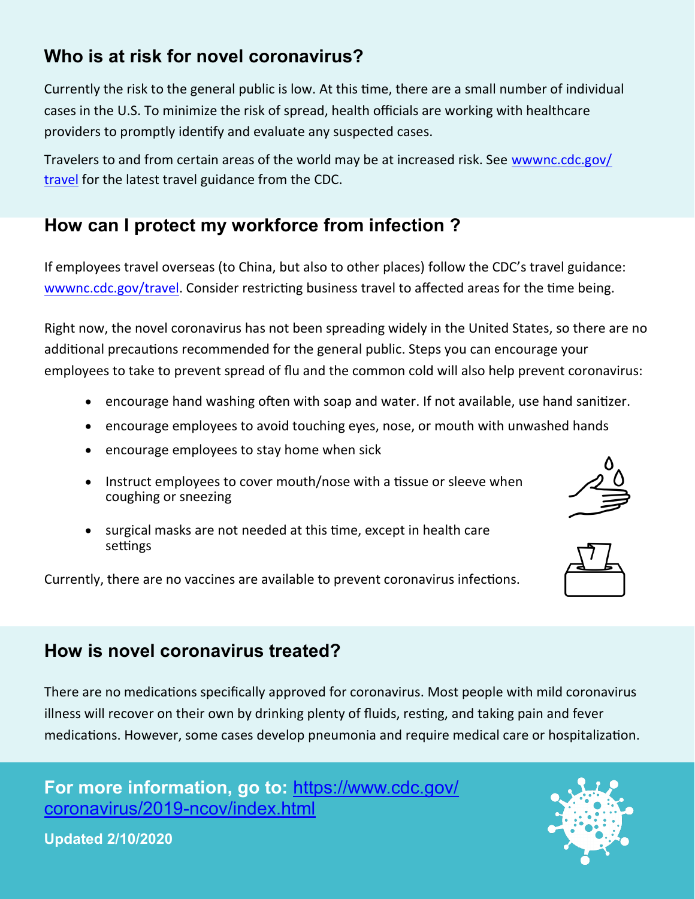## Who is at risk for novel coronavirus?

Currently the risk to the general public is low. At this time, there are a small number of individual cases in the U.S. To minimize the risk of spread, health officials are working with healthcare providers to promptly identify and evaluate any suspected cases.

Travelers to and from certain areas of the world may be at increased risk. See [wwwnc.cdc.gov/travel](wwwnc.cdc.gov/travel) for the latest travel guidance from the CDC.

## How can I protect my workforce from infection ?

If employees travel overseas (to China, but also to other places) follow the CDC's travel guidance: [wwwnc.cdc.gov/travel](wwwnc.cdc.gov/travel). Consider restricting business travel to affected areas for the time being.

Right now, the novel coronavirus has not been spreading widely in the United States, so there are no additional precautions recommended for the general public. Steps you can encourage your employees to take to prevent spread of flu and the common cold will also help prevent coronavirus:

- encourage hand washing often with soap and water. If not available, use hand sanitizer.
- encourage employees to avoid touching eyes, nose, or mouth with unwashed hands
- encourage employees to stay home when sick
- Instruct employees to cover mouth/nose with a tissue or sleeve when coughing or sneezing
- surgical masks are not needed at this time, except in health care settings

Currently, there are no vaccines are available to prevent coronavirus infections.

## How is novel coronavirus treated?

There are no medications specifically approved for coronavirus. Most people with mild coronavirus illness will recover on their own by drinking plenty of fluids, resting, and taking pain and fever medications. However, some cases develop pneumonia and require medical care or hospitalization.

**For more information, go to:** [https://www.cdc.gov/coronavirus/2019-ncov/index.html](https://www.cdc.gov/coronavirus/2019-ncov/index.html)

**Updated 2/10/2020**